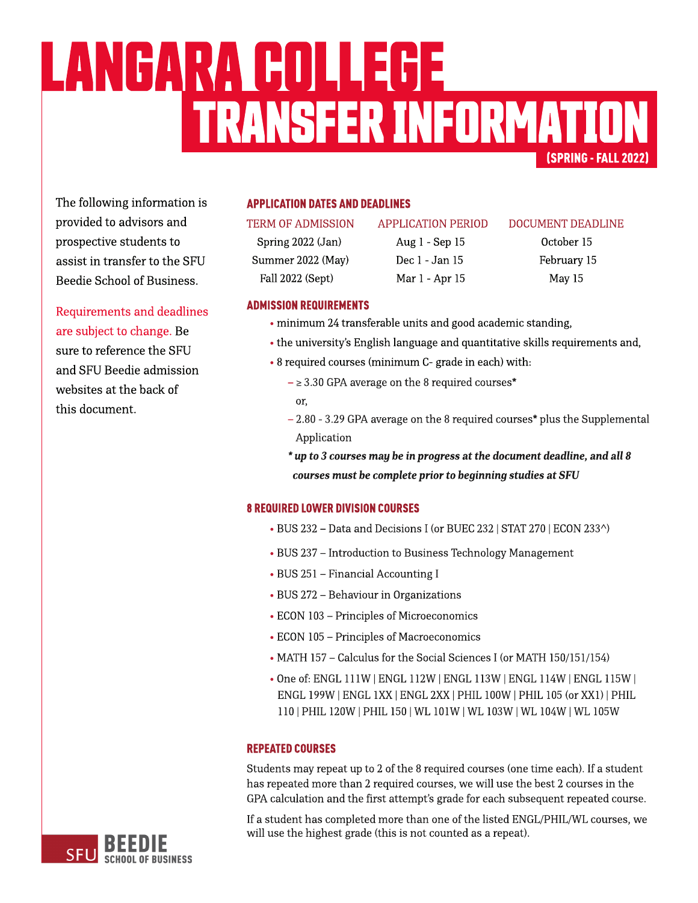# LANGARA COLLEGE TRANSFER INFORMATION

**(SPRING - FALL 2022)**

The following information is provided to advisors and prospective students to assist in transfer to the SFU Beedie School of Business.

Requirements and deadlines are subject to change. Be sure to reference the SFU and SFU Beedie admission websites at the back of this document.

## APPLICATION DATES AND DEADLINES

| TERM OF ADMISSION | APPLICATION PERIOD | DOCUMENT DEADLINE |
|---|---|---|
| Spring 2022 (Jan) | Aug 1 - Sep 15 | October 15 |
| Summer 2022 (May) | Dec 1 - Jan 15 | February 15 |
| Fall 2022 (Sept) | Mar 1 - Apr 15 | May 15 |

## ADMISSION REQUIREMENTS

- minimum 24 transferable units and good academic standing,
- the university's English language and quantitative skills requirements and,
- 8 required courses (minimum C- grade in each) with:
  - ≥ 3.30 GPA average on the 8 required courses*
  
    or,
  - 2.80 - 3.29 GPA average on the 8 required courses* plus the Supplemental Application

  ***\* up to 3 courses may be in progress at the document deadline, and all 8 courses must be complete prior to beginning studies at SFU***

## 8 REQUIRED LOWER DIVISION COURSES

- BUS 232 – Data and Decisions I (or BUEC 232 | STAT 270 | ECON 233^)
- BUS 237 – Introduction to Business Technology Management
- BUS 251 – Financial Accounting I
- BUS 272 – Behaviour in Organizations
- ECON 103 – Principles of Microeconomics
- ECON 105 – Principles of Macroeconomics
- MATH 157 – Calculus for the Social Sciences I (or MATH 150/151/154)
- One of: ENGL 111W | ENGL 112W | ENGL 113W | ENGL 114W | ENGL 115W | ENGL 199W | ENGL 1XX | ENGL 2XX | PHIL 100W | PHIL 105 (or XX1) | PHIL 110 | PHIL 120W | PHIL 150 | WL 101W | WL 103W | WL 104W | WL 105W

## REPEATED COURSES

Students may repeat up to 2 of the 8 required courses (one time each). If a student has repeated more than 2 required courses, we will use the best 2 courses in the GPA calculation and the first attempt's grade for each subsequent repeated course.

If a student has completed more than one of the listed ENGL/PHIL/WL courses, we will use the highest grade (this is not counted as a repeat).

SFU BEEDIE SCHOOL OF BUSINESS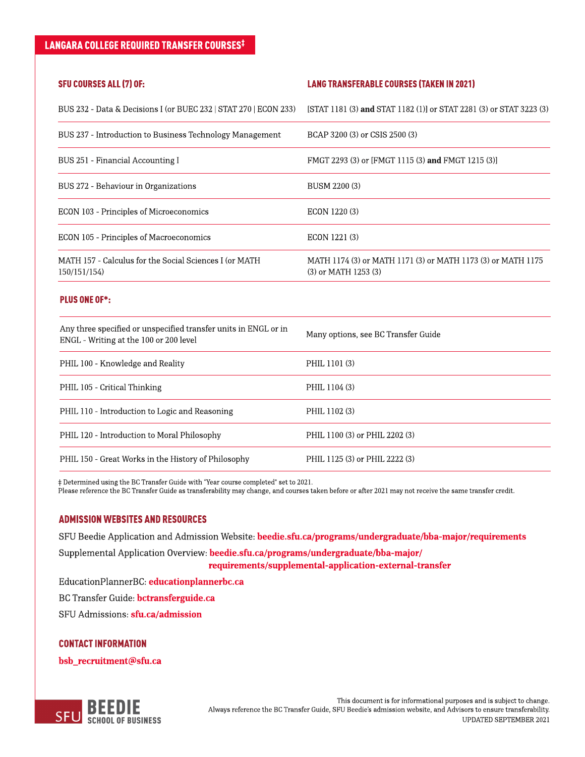## LANGARA COLLEGE REQUIRED TRANSFER COURSES‡

| SFU COURSES ALL (7) OF: | LANG TRANSFERABLE COURSES (TAKEN IN 2021) |
|---|---|
| BUS 232 - Data & Decisions I (or BUEC 232 \| STAT 270 \| ECON 233) | [STAT 1181 (3) **and** STAT 1182 (1)] or STAT 2281 (3) or STAT 3223 (3) |
| BUS 237 - Introduction to Business Technology Management | BCAP 3200 (3) or CSIS 2500 (3) |
| BUS 251 - Financial Accounting I | FMGT 2293 (3) or [FMGT 1115 (3) **and** FMGT 1215 (3)] |
| BUS 272 - Behaviour in Organizations | BUSM 2200 (3) |
| ECON 103 - Principles of Microeconomics | ECON 1220 (3) |
| ECON 105 - Principles of Macroeconomics | ECON 1221 (3) |
| MATH 157 - Calculus for the Social Sciences I (or MATH 150/151/154) | MATH 1174 (3) or MATH 1171 (3) or MATH 1173 (3) or MATH 1175 (3) or MATH 1253 (3) |

### PLUS ONE OF*:

| | |
|---|---|
| Any three specified or unspecified transfer units in ENGL or in ENGL - Writing at the 100 or 200 level | Many options, see BC Transfer Guide |
| PHIL 100 - Knowledge and Reality | PHIL 1101 (3) |
| PHIL 105 - Critical Thinking | PHIL 1104 (3) |
| PHIL 110 - Introduction to Logic and Reasoning | PHIL 1102 (3) |
| PHIL 120 - Introduction to Moral Philosophy | PHIL 1100 (3) or PHIL 2202 (3) |
| PHIL 150 - Great Works in the History of Philosophy | PHIL 1125 (3) or PHIL 2222 (3) |

‡ Determined using the BC Transfer Guide with "Year course completed" set to 2021.
Please reference the BC Transfer Guide as transferability may change, and courses taken before or after 2021 may not receive the same transfer credit.

## ADMISSION WEBSITES AND RESOURCES

SFU Beedie Application and Admission Website: **beedie.sfu.ca/programs/undergraduate/bba-major/requirements**

Supplemental Application Overview: **beedie.sfu.ca/programs/undergraduate/bba-major/requirements/supplemental-application-external-transfer**

EducationPlannerBC: **educationplannerbc.ca**

BC Transfer Guide: **bctransferguide.ca**

SFU Admissions: **sfu.ca/admission**

## CONTACT INFORMATION

**bsb_recruitment@sfu.ca**

SFU BEEDIE SCHOOL OF BUSINESS

This document is for informational purposes and is subject to change.
Always reference the BC Transfer Guide, SFU Beedie's admission website, and Advisors to ensure transferability.
UPDATED SEPTEMBER 2021